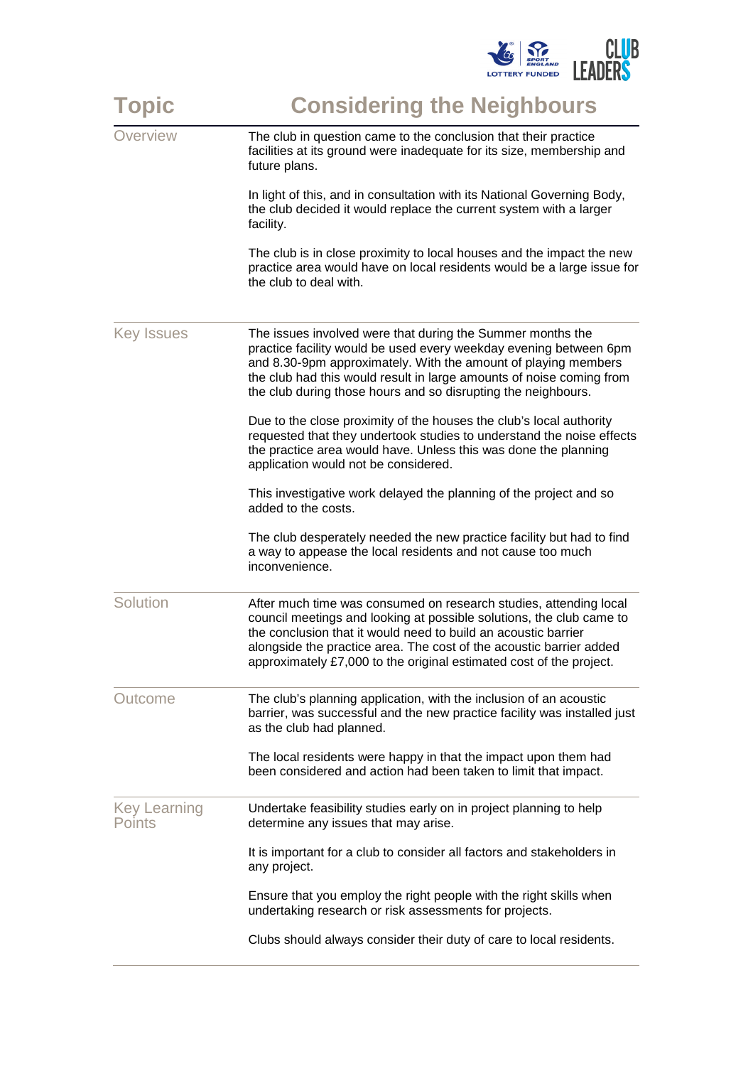# Considering the Neighbours

| Topic | Considering the Neighbours |
|---|---|
| Overview | The club in question came to the conclusion that their practice facilities at its ground were inadequate for its size, membership and future plans.<br><br>In light of this, and in consultation with its National Governing Body, the club decided it would replace the current system with a larger facility.<br><br>The club is in close proximity to local houses and the impact the new practice area would have on local residents would be a large issue for the club to deal with. |
| Key Issues | The issues involved were that during the Summer months the practice facility would be used every weekday evening between 6pm and 8.30-9pm approximately. With the amount of playing members the club had this would result in large amounts of noise coming from the club during those hours and so disrupting the neighbours.<br><br>Due to the close proximity of the houses the club's local authority requested that they undertook studies to understand the noise effects the practice area would have. Unless this was done the planning application would not be considered.<br><br>This investigative work delayed the planning of the project and so added to the costs.<br><br>The club desperately needed the new practice facility but had to find a way to appease the local residents and not cause too much inconvenience. |
| Solution | After much time was consumed on research studies, attending local council meetings and looking at possible solutions, the club came to the conclusion that it would need to build an acoustic barrier alongside the practice area. The cost of the acoustic barrier added approximately £7,000 to the original estimated cost of the project. |
| Outcome | The club's planning application, with the inclusion of an acoustic barrier, was successful and the new practice facility was installed just as the club had planned.<br><br>The local residents were happy in that the impact upon them had been considered and action had been taken to limit that impact. |
| Key Learning Points | Undertake feasibility studies early on in project planning to help determine any issues that may arise.<br><br>It is important for a club to consider all factors and stakeholders in any project.<br><br>Ensure that you employ the right people with the right skills when undertaking research or risk assessments for projects.<br><br>Clubs should always consider their duty of care to local residents. |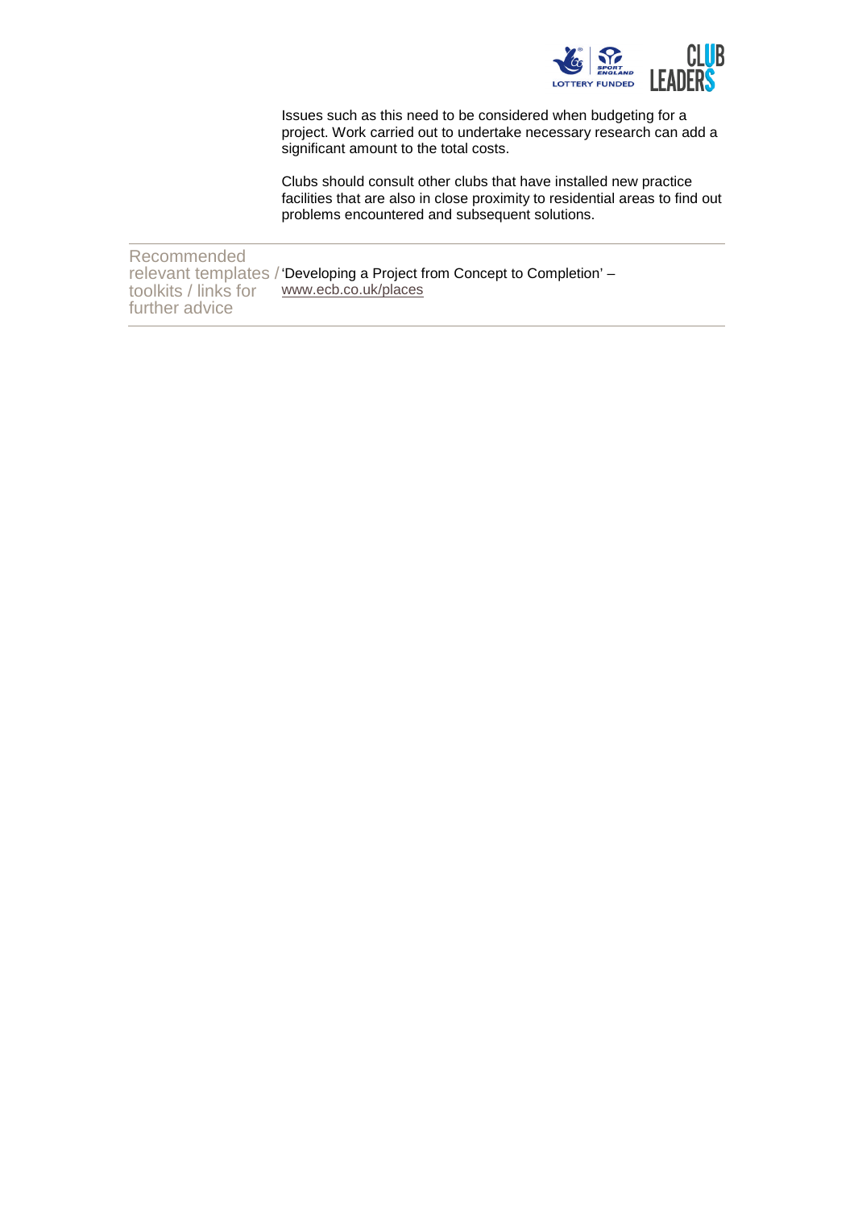Issues such as this need to be considered when budgeting for a project. Work carried out to undertake necessary research can add a significant amount to the total costs.

Clubs should consult other clubs that have installed new practice facilities that are also in close proximity to residential areas to find out problems encountered and subsequent solutions.

| | |
|---|---|
| Recommended relevant templates / toolkits / links for further advice | 'Developing a Project from Concept to Completion' – www.ecb.co.uk/places |